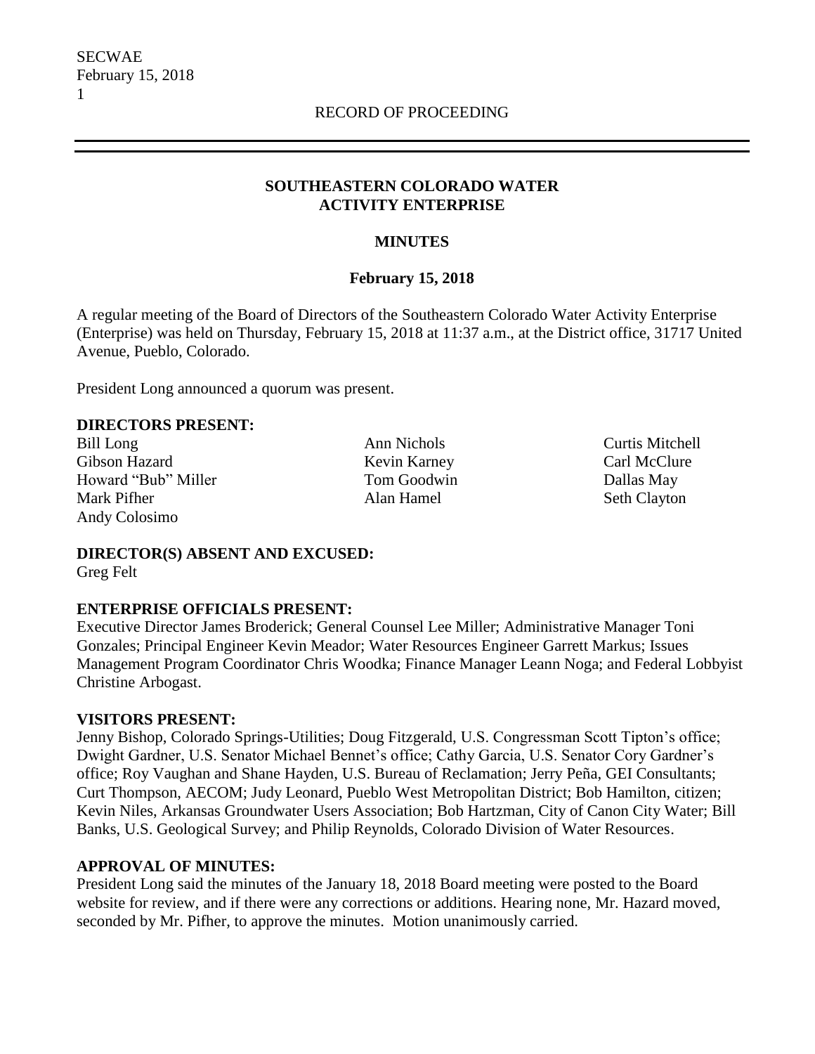RECORD OF PROCEEDING

## SOUTHEASTERN COLORADO WATER ACTIVITY ENTERPRISE

## MINUTES

### February 15, 2018

A regular meeting of the Board of Directors of the Southeastern Colorado Water Activity Enterprise (Enterprise) was held on Thursday, February 15, 2018 at 11:37 a.m., at the District office, 31717 United Avenue, Pueblo, Colorado.

President Long announced a quorum was present.

**DIRECTORS PRESENT:**

Bill Long
Gibson Hazard
Howard "Bub" Miller
Mark Pifher
Andy Colosimo
Ann Nichols
Kevin Karney
Tom Goodwin
Alan Hamel
Curtis Mitchell
Carl McClure
Dallas May
Seth Clayton

**DIRECTOR(S) ABSENT AND EXCUSED:**

Greg Felt

**ENTERPRISE OFFICIALS PRESENT:**

Executive Director James Broderick; General Counsel Lee Miller; Administrative Manager Toni Gonzales; Principal Engineer Kevin Meador; Water Resources Engineer Garrett Markus; Issues Management Program Coordinator Chris Woodka; Finance Manager Leann Noga; and Federal Lobbyist Christine Arbogast.

**VISITORS PRESENT:**

Jenny Bishop, Colorado Springs-Utilities; Doug Fitzgerald, U.S. Congressman Scott Tipton's office; Dwight Gardner, U.S. Senator Michael Bennet's office; Cathy Garcia, U.S. Senator Cory Gardner's office; Roy Vaughan and Shane Hayden, U.S. Bureau of Reclamation; Jerry Peña, GEI Consultants; Curt Thompson, AECOM; Judy Leonard, Pueblo West Metropolitan District; Bob Hamilton, citizen; Kevin Niles, Arkansas Groundwater Users Association; Bob Hartzman, City of Canon City Water; Bill Banks, U.S. Geological Survey; and Philip Reynolds, Colorado Division of Water Resources.

**APPROVAL OF MINUTES:**

President Long said the minutes of the January 18, 2018 Board meeting were posted to the Board website for review, and if there were any corrections or additions. Hearing none, Mr. Hazard moved, seconded by Mr. Pifher, to approve the minutes. Motion unanimously carried.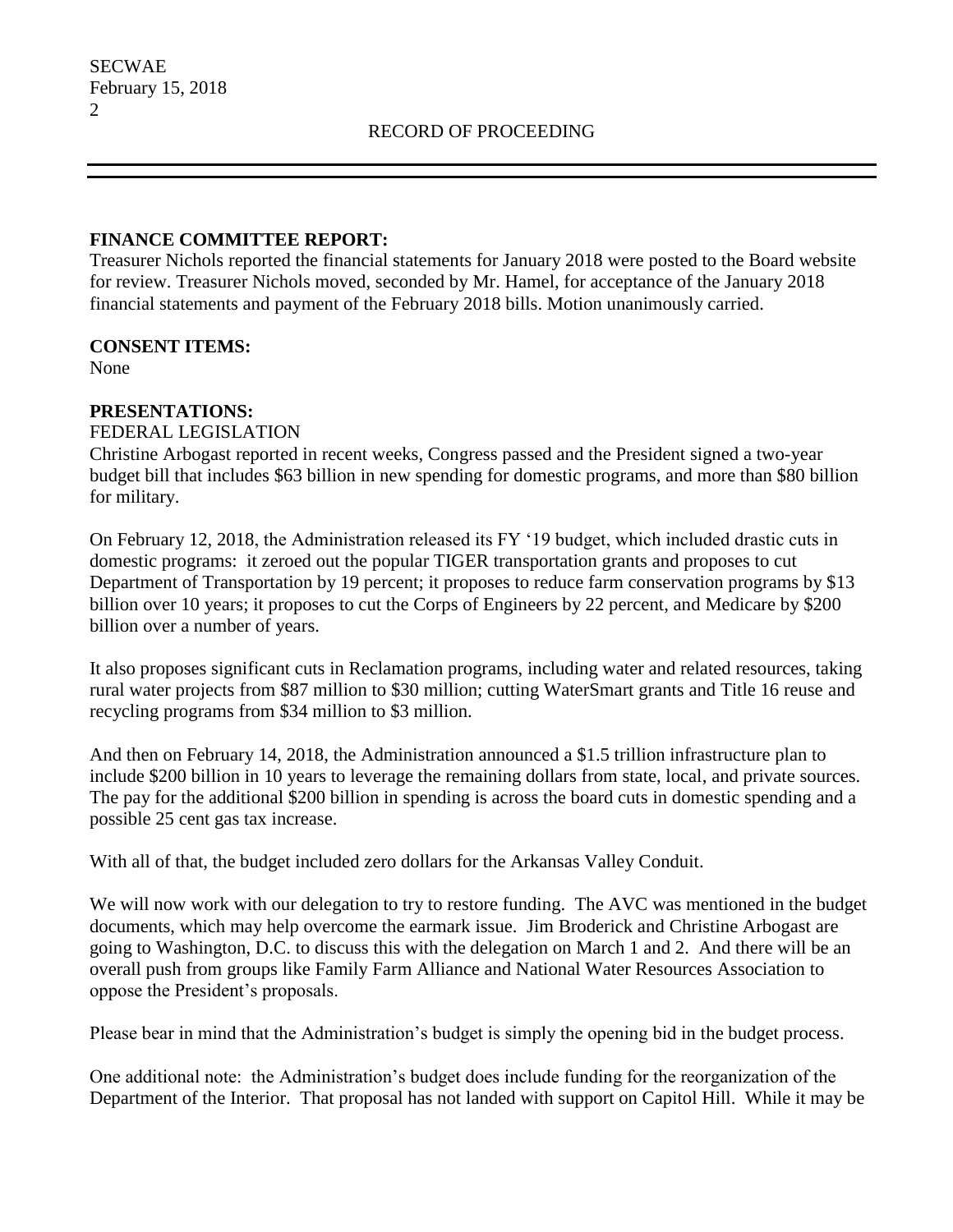**FINANCE COMMITTEE REPORT:**
Treasurer Nichols reported the financial statements for January 2018 were posted to the Board website for review. Treasurer Nichols moved, seconded by Mr. Hamel, for acceptance of the January 2018 financial statements and payment of the February 2018 bills. Motion unanimously carried.

**CONSENT ITEMS:**
None

**PRESENTATIONS:**
FEDERAL LEGISLATION
Christine Arbogast reported in recent weeks, Congress passed and the President signed a two-year budget bill that includes $63 billion in new spending for domestic programs, and more than $80 billion for military.

On February 12, 2018, the Administration released its FY '19 budget, which included drastic cuts in domestic programs: it zeroed out the popular TIGER transportation grants and proposes to cut Department of Transportation by 19 percent; it proposes to reduce farm conservation programs by $13 billion over 10 years; it proposes to cut the Corps of Engineers by 22 percent, and Medicare by $200 billion over a number of years.

It also proposes significant cuts in Reclamation programs, including water and related resources, taking rural water projects from $87 million to $30 million; cutting WaterSmart grants and Title 16 reuse and recycling programs from $34 million to $3 million.

And then on February 14, 2018, the Administration announced a $1.5 trillion infrastructure plan to include $200 billion in 10 years to leverage the remaining dollars from state, local, and private sources. The pay for the additional $200 billion in spending is across the board cuts in domestic spending and a possible 25 cent gas tax increase.

With all of that, the budget included zero dollars for the Arkansas Valley Conduit.

We will now work with our delegation to try to restore funding. The AVC was mentioned in the budget documents, which may help overcome the earmark issue. Jim Broderick and Christine Arbogast are going to Washington, D.C. to discuss this with the delegation on March 1 and 2. And there will be an overall push from groups like Family Farm Alliance and National Water Resources Association to oppose the President's proposals.

Please bear in mind that the Administration's budget is simply the opening bid in the budget process.

One additional note: the Administration's budget does include funding for the reorganization of the Department of the Interior. That proposal has not landed with support on Capitol Hill. While it may be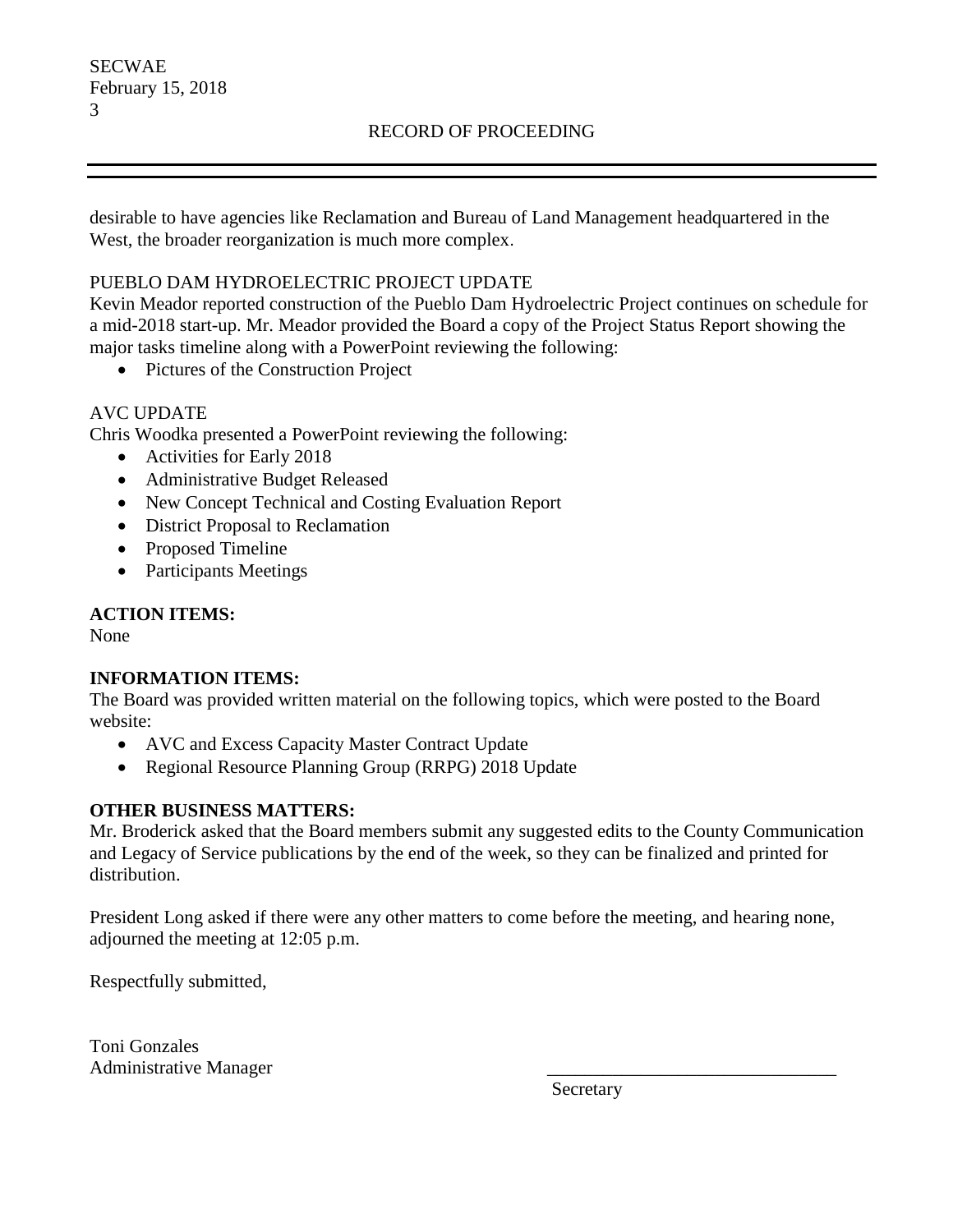desirable to have agencies like Reclamation and Bureau of Land Management headquartered in the West, the broader reorganization is much more complex.

PUEBLO DAM HYDROELECTRIC PROJECT UPDATE

Kevin Meador reported construction of the Pueblo Dam Hydroelectric Project continues on schedule for a mid-2018 start-up. Mr. Meador provided the Board a copy of the Project Status Report showing the major tasks timeline along with a PowerPoint reviewing the following:

- Pictures of the Construction Project

AVC UPDATE

Chris Woodka presented a PowerPoint reviewing the following:

- Activities for Early 2018
- Administrative Budget Released
- New Concept Technical and Costing Evaluation Report
- District Proposal to Reclamation
- Proposed Timeline
- Participants Meetings

**ACTION ITEMS:**

None

**INFORMATION ITEMS:**

The Board was provided written material on the following topics, which were posted to the Board website:

- AVC and Excess Capacity Master Contract Update
- Regional Resource Planning Group (RRPG) 2018 Update

**OTHER BUSINESS MATTERS:**

Mr. Broderick asked that the Board members submit any suggested edits to the County Communication and Legacy of Service publications by the end of the week, so they can be finalized and printed for distribution.

President Long asked if there were any other matters to come before the meeting, and hearing none, adjourned the meeting at 12:05 p.m.

Respectfully submitted,

Toni Gonzales
Administrative Manager

_______________________________
Secretary